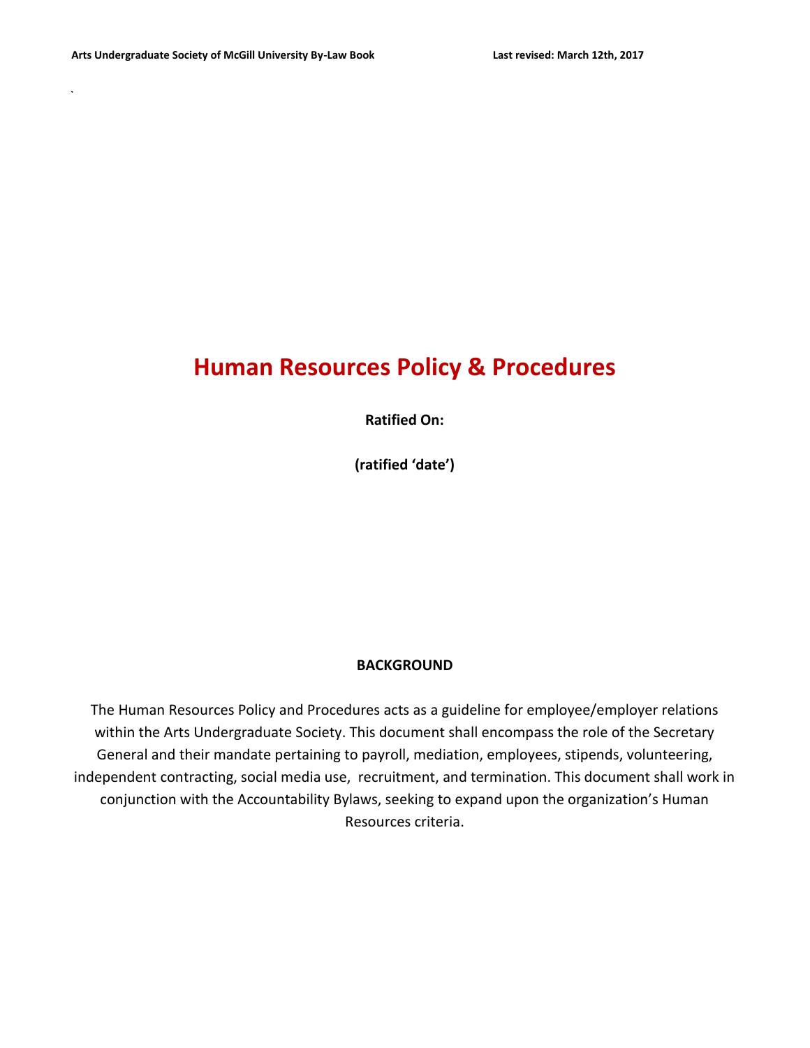# Human Resources Policy & Procedures

**Ratified On:**

**(ratified 'date')**

**BACKGROUND**

The Human Resources Policy and Procedures acts as a guideline for employee/employer relations within the Arts Undergraduate Society. This document shall encompass the role of the Secretary General and their mandate pertaining to payroll, mediation, employees, stipends, volunteering, independent contracting, social media use, recruitment, and termination. This document shall work in conjunction with the Accountability Bylaws, seeking to expand upon the organization's Human Resources criteria.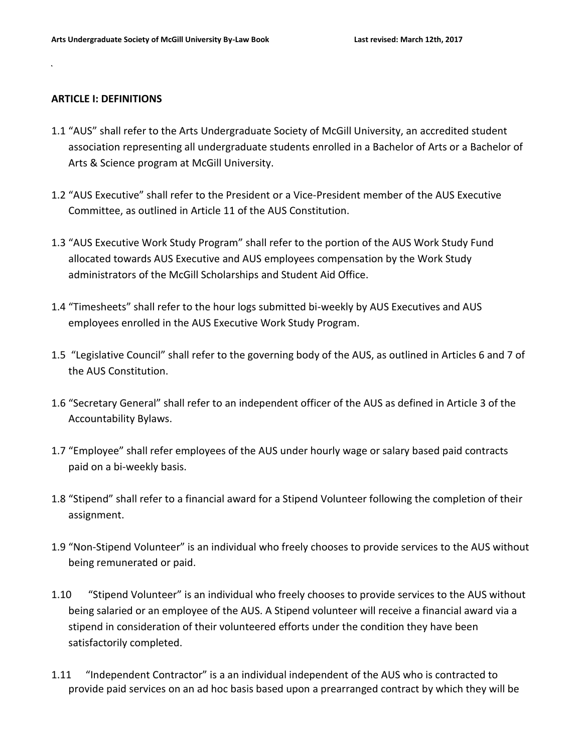## ARTICLE I: DEFINITIONS

1.1 "AUS" shall refer to the Arts Undergraduate Society of McGill University, an accredited student association representing all undergraduate students enrolled in a Bachelor of Arts or a Bachelor of Arts & Science program at McGill University.

1.2 "AUS Executive" shall refer to the President or a Vice-President member of the AUS Executive Committee, as outlined in Article 11 of the AUS Constitution.

1.3 "AUS Executive Work Study Program" shall refer to the portion of the AUS Work Study Fund allocated towards AUS Executive and AUS employees compensation by the Work Study administrators of the McGill Scholarships and Student Aid Office.

1.4 "Timesheets" shall refer to the hour logs submitted bi-weekly by AUS Executives and AUS employees enrolled in the AUS Executive Work Study Program.

1.5 "Legislative Council" shall refer to the governing body of the AUS, as outlined in Articles 6 and 7 of the AUS Constitution.

1.6 "Secretary General" shall refer to an independent officer of the AUS as defined in Article 3 of the Accountability Bylaws.

1.7 "Employee" shall refer employees of the AUS under hourly wage or salary based paid contracts paid on a bi-weekly basis.

1.8 "Stipend" shall refer to a financial award for a Stipend Volunteer following the completion of their assignment.

1.9 "Non-Stipend Volunteer" is an individual who freely chooses to provide services to the AUS without being remunerated or paid.

1.10 "Stipend Volunteer" is an individual who freely chooses to provide services to the AUS without being salaried or an employee of the AUS. A Stipend volunteer will receive a financial award via a stipend in consideration of their volunteered efforts under the condition they have been satisfactorily completed.

1.11 "Independent Contractor" is a an individual independent of the AUS who is contracted to provide paid services on an ad hoc basis based upon a prearranged contract by which they will be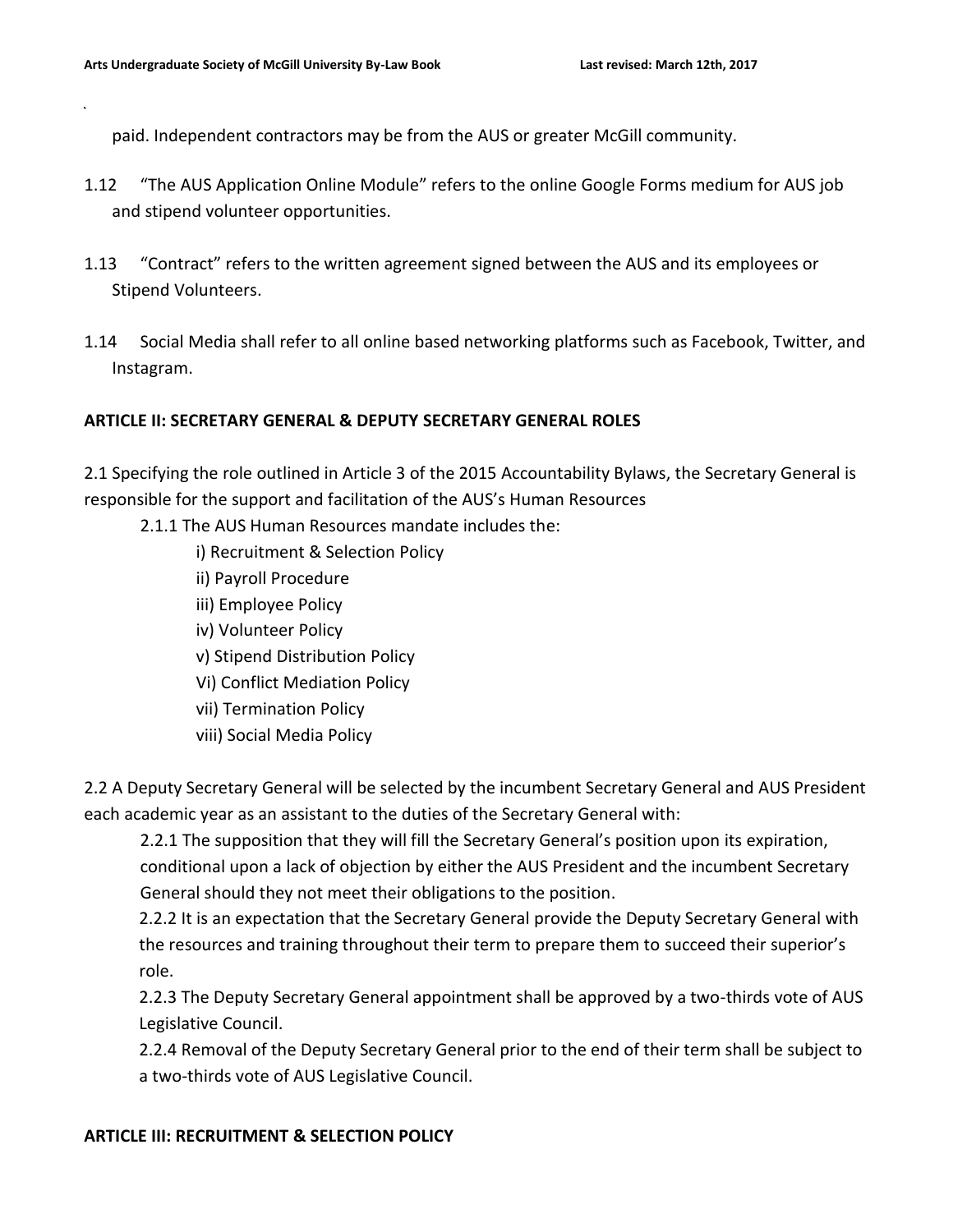paid. Independent contractors may be from the AUS or greater McGill community.

1.12 "The AUS Application Online Module" refers to the online Google Forms medium for AUS job and stipend volunteer opportunities.

1.13 "Contract" refers to the written agreement signed between the AUS and its employees or Stipend Volunteers.

1.14 Social Media shall refer to all online based networking platforms such as Facebook, Twitter, and Instagram.

**ARTICLE II: SECRETARY GENERAL & DEPUTY SECRETARY GENERAL ROLES**

2.1 Specifying the role outlined in Article 3 of the 2015 Accountability Bylaws, the Secretary General is responsible for the support and facilitation of the AUS's Human Resources

2.1.1 The AUS Human Resources mandate includes the:

- i) Recruitment & Selection Policy
- ii) Payroll Procedure
- iii) Employee Policy
- iv) Volunteer Policy
- v) Stipend Distribution Policy
- Vi) Conflict Mediation Policy
- vii) Termination Policy
- viii) Social Media Policy

2.2 A Deputy Secretary General will be selected by the incumbent Secretary General and AUS President each academic year as an assistant to the duties of the Secretary General with:

2.2.1 The supposition that they will fill the Secretary General's position upon its expiration, conditional upon a lack of objection by either the AUS President and the incumbent Secretary General should they not meet their obligations to the position.

2.2.2 It is an expectation that the Secretary General provide the Deputy Secretary General with the resources and training throughout their term to prepare them to succeed their superior's role.

2.2.3 The Deputy Secretary General appointment shall be approved by a two-thirds vote of AUS Legislative Council.

2.2.4 Removal of the Deputy Secretary General prior to the end of their term shall be subject to a two-thirds vote of AUS Legislative Council.

**ARTICLE III: RECRUITMENT & SELECTION POLICY**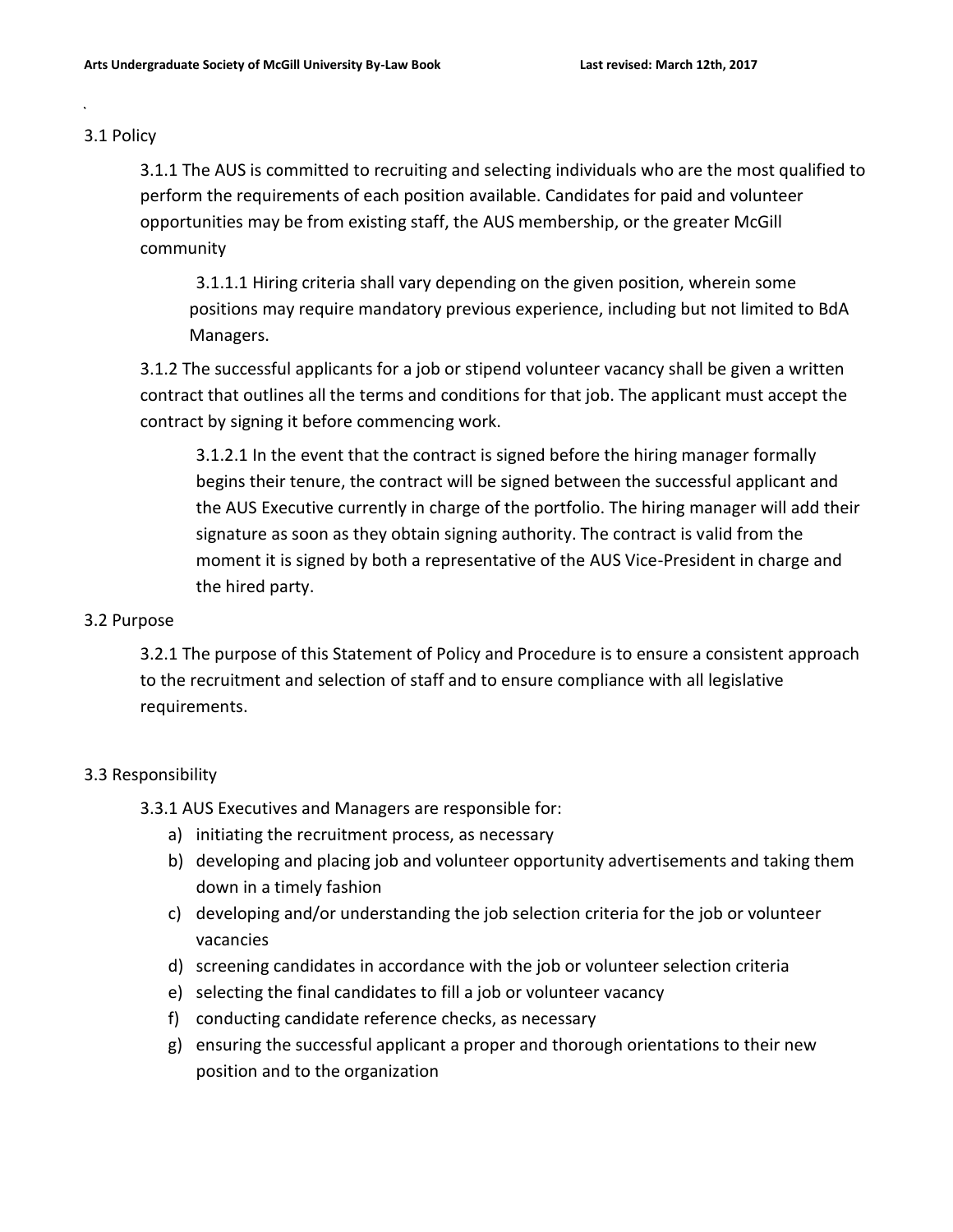## 3.1 Policy

3.1.1 The AUS is committed to recruiting and selecting individuals who are the most qualified to perform the requirements of each position available. Candidates for paid and volunteer opportunities may be from existing staff, the AUS membership, or the greater McGill community

3.1.1.1 Hiring criteria shall vary depending on the given position, wherein some positions may require mandatory previous experience, including but not limited to BdA Managers.

3.1.2 The successful applicants for a job or stipend volunteer vacancy shall be given a written contract that outlines all the terms and conditions for that job. The applicant must accept the contract by signing it before commencing work.

3.1.2.1 In the event that the contract is signed before the hiring manager formally begins their tenure, the contract will be signed between the successful applicant and the AUS Executive currently in charge of the portfolio. The hiring manager will add their signature as soon as they obtain signing authority. The contract is valid from the moment it is signed by both a representative of the AUS Vice-President in charge and the hired party.

## 3.2 Purpose

3.2.1 The purpose of this Statement of Policy and Procedure is to ensure a consistent approach to the recruitment and selection of staff and to ensure compliance with all legislative requirements.

## 3.3 Responsibility

3.3.1 AUS Executives and Managers are responsible for:

a) initiating the recruitment process, as necessary
b) developing and placing job and volunteer opportunity advertisements and taking them down in a timely fashion
c) developing and/or understanding the job selection criteria for the job or volunteer vacancies
d) screening candidates in accordance with the job or volunteer selection criteria
e) selecting the final candidates to fill a job or volunteer vacancy
f) conducting candidate reference checks, as necessary
g) ensuring the successful applicant a proper and thorough orientations to their new position and to the organization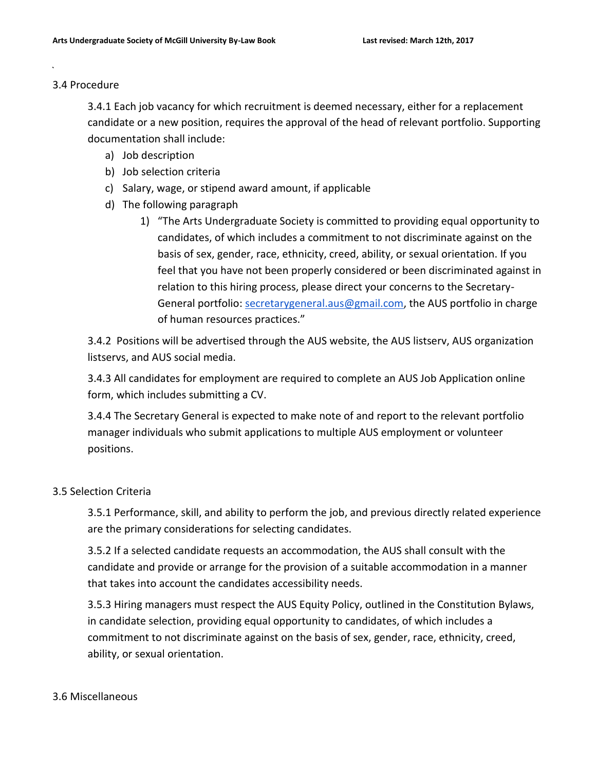### 3.4 Procedure

3.4.1 Each job vacancy for which recruitment is deemed necessary, either for a replacement candidate or a new position, requires the approval of the head of relevant portfolio. Supporting documentation shall include:

a) Job description
b) Job selection criteria
c) Salary, wage, or stipend award amount, if applicable
d) The following paragraph
    1) "The Arts Undergraduate Society is committed to providing equal opportunity to candidates, of which includes a commitment to not discriminate against on the basis of sex, gender, race, ethnicity, creed, ability, or sexual orientation. If you feel that you have not been properly considered or been discriminated against in relation to this hiring process, please direct your concerns to the Secretary-General portfolio: secretarygeneral.aus@gmail.com, the AUS portfolio in charge of human resources practices."

3.4.2 Positions will be advertised through the AUS website, the AUS listserv, AUS organization listservs, and AUS social media.

3.4.3 All candidates for employment are required to complete an AUS Job Application online form, which includes submitting a CV.

3.4.4 The Secretary General is expected to make note of and report to the relevant portfolio manager individuals who submit applications to multiple AUS employment or volunteer positions.

### 3.5 Selection Criteria

3.5.1 Performance, skill, and ability to perform the job, and previous directly related experience are the primary considerations for selecting candidates.

3.5.2 If a selected candidate requests an accommodation, the AUS shall consult with the candidate and provide or arrange for the provision of a suitable accommodation in a manner that takes into account the candidates accessibility needs.

3.5.3 Hiring managers must respect the AUS Equity Policy, outlined in the Constitution Bylaws, in candidate selection, providing equal opportunity to candidates, of which includes a commitment to not discriminate against on the basis of sex, gender, race, ethnicity, creed, ability, or sexual orientation.

### 3.6 Miscellaneous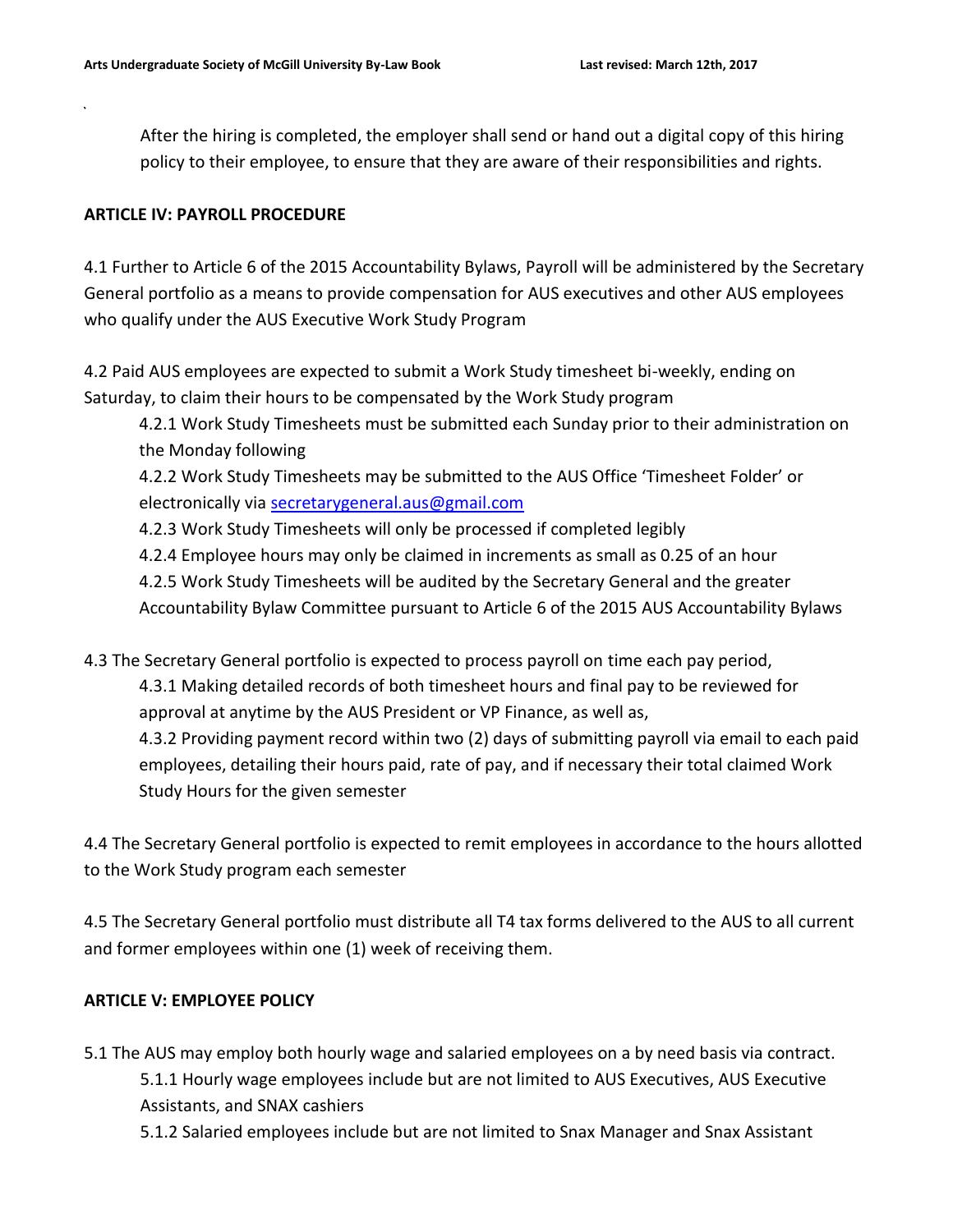After the hiring is completed, the employer shall send or hand out a digital copy of this hiring policy to their employee, to ensure that they are aware of their responsibilities and rights.

**ARTICLE IV: PAYROLL PROCEDURE**

4.1 Further to Article 6 of the 2015 Accountability Bylaws, Payroll will be administered by the Secretary General portfolio as a means to provide compensation for AUS executives and other AUS employees who qualify under the AUS Executive Work Study Program

4.2 Paid AUS employees are expected to submit a Work Study timesheet bi-weekly, ending on Saturday, to claim their hours to be compensated by the Work Study program

4.2.1 Work Study Timesheets must be submitted each Sunday prior to their administration on the Monday following

4.2.2 Work Study Timesheets may be submitted to the AUS Office 'Timesheet Folder' or electronically via secretarygeneral.aus@gmail.com

4.2.3 Work Study Timesheets will only be processed if completed legibly

4.2.4 Employee hours may only be claimed in increments as small as 0.25 of an hour

4.2.5 Work Study Timesheets will be audited by the Secretary General and the greater Accountability Bylaw Committee pursuant to Article 6 of the 2015 AUS Accountability Bylaws

4.3 The Secretary General portfolio is expected to process payroll on time each pay period,

4.3.1 Making detailed records of both timesheet hours and final pay to be reviewed for approval at anytime by the AUS President or VP Finance, as well as,

4.3.2 Providing payment record within two (2) days of submitting payroll via email to each paid employees, detailing their hours paid, rate of pay, and if necessary their total claimed Work Study Hours for the given semester

4.4 The Secretary General portfolio is expected to remit employees in accordance to the hours allotted to the Work Study program each semester

4.5 The Secretary General portfolio must distribute all T4 tax forms delivered to the AUS to all current and former employees within one (1) week of receiving them.

**ARTICLE V: EMPLOYEE POLICY**

5.1 The AUS may employ both hourly wage and salaried employees on a by need basis via contract.

5.1.1 Hourly wage employees include but are not limited to AUS Executives, AUS Executive Assistants, and SNAX cashiers

5.1.2 Salaried employees include but are not limited to Snax Manager and Snax Assistant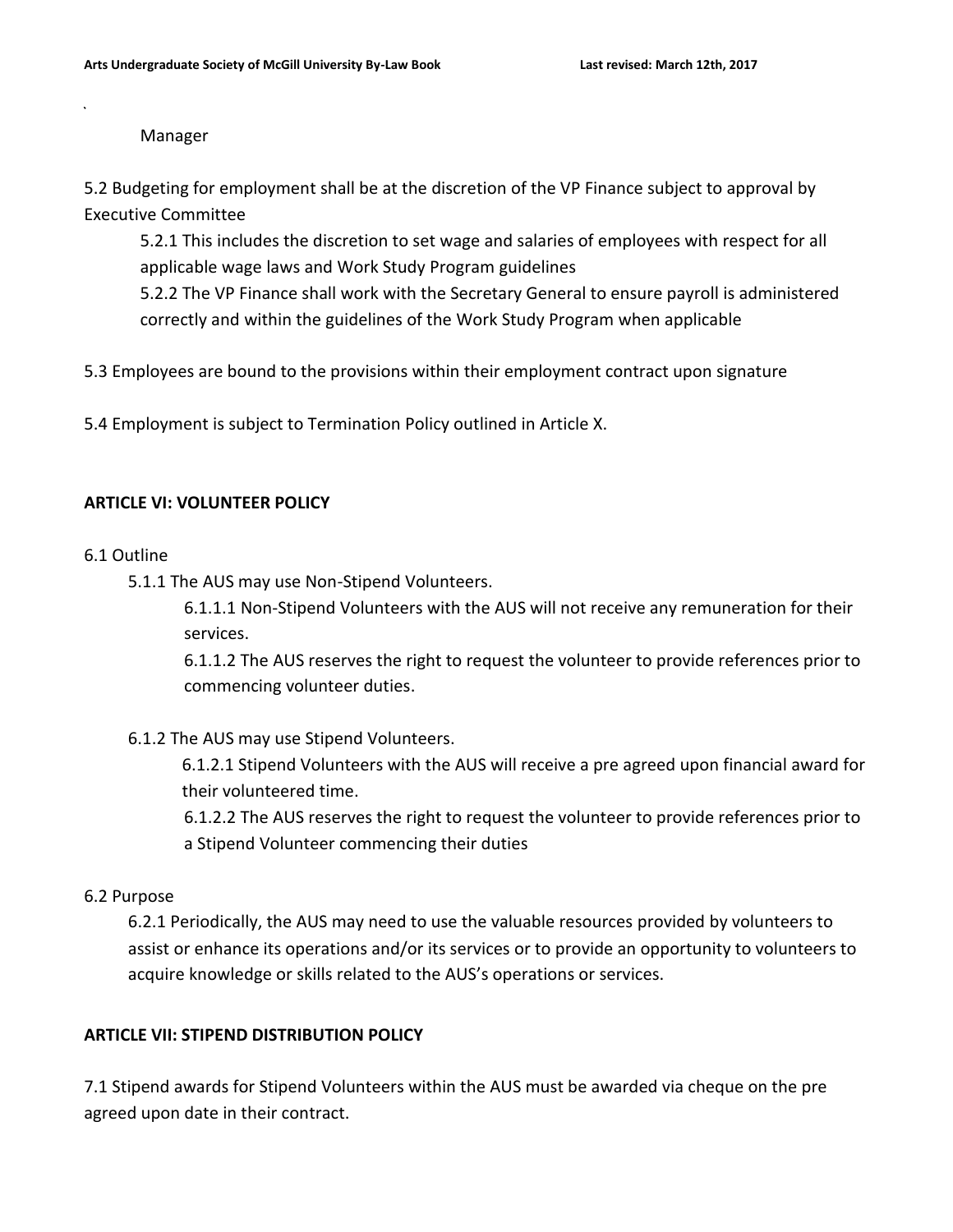Manager

5.2 Budgeting for employment shall be at the discretion of the VP Finance subject to approval by Executive Committee

5.2.1 This includes the discretion to set wage and salaries of employees with respect for all applicable wage laws and Work Study Program guidelines

5.2.2 The VP Finance shall work with the Secretary General to ensure payroll is administered correctly and within the guidelines of the Work Study Program when applicable

5.3 Employees are bound to the provisions within their employment contract upon signature

5.4 Employment is subject to Termination Policy outlined in Article X.

**ARTICLE VI: VOLUNTEER POLICY**

6.1 Outline

5.1.1 The AUS may use Non-Stipend Volunteers.

6.1.1.1 Non-Stipend Volunteers with the AUS will not receive any remuneration for their services.

6.1.1.2 The AUS reserves the right to request the volunteer to provide references prior to commencing volunteer duties.

6.1.2 The AUS may use Stipend Volunteers.

6.1.2.1 Stipend Volunteers with the AUS will receive a pre agreed upon financial award for their volunteered time.

6.1.2.2 The AUS reserves the right to request the volunteer to provide references prior to a Stipend Volunteer commencing their duties

6.2 Purpose

6.2.1 Periodically, the AUS may need to use the valuable resources provided by volunteers to assist or enhance its operations and/or its services or to provide an opportunity to volunteers to acquire knowledge or skills related to the AUS's operations or services.

**ARTICLE VII: STIPEND DISTRIBUTION POLICY**

7.1 Stipend awards for Stipend Volunteers within the AUS must be awarded via cheque on the pre agreed upon date in their contract.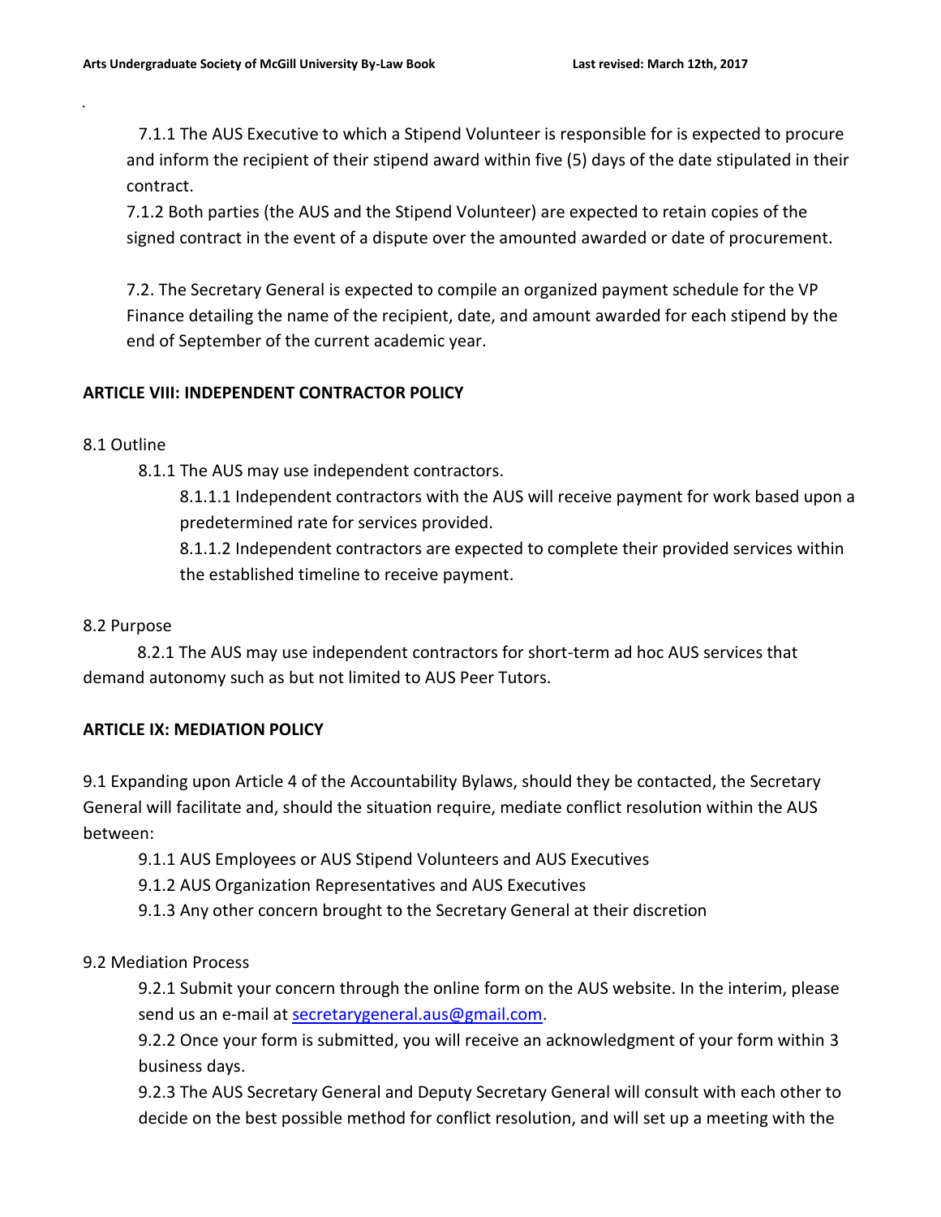7.1.1 The AUS Executive to which a Stipend Volunteer is responsible for is expected to procure and inform the recipient of their stipend award within five (5) days of the date stipulated in their contract.

7.1.2 Both parties (the AUS and the Stipend Volunteer) are expected to retain copies of the signed contract in the event of a dispute over the amounted awarded or date of procurement.

7.2. The Secretary General is expected to compile an organized payment schedule for the VP Finance detailing the name of the recipient, date, and amount awarded for each stipend by the end of September of the current academic year.

**ARTICLE VIII: INDEPENDENT CONTRACTOR POLICY**

8.1 Outline

8.1.1 The AUS may use independent contractors.

8.1.1.1 Independent contractors with the AUS will receive payment for work based upon a predetermined rate for services provided.

8.1.1.2 Independent contractors are expected to complete their provided services within the established timeline to receive payment.

8.2 Purpose

8.2.1 The AUS may use independent contractors for short-term ad hoc AUS services that demand autonomy such as but not limited to AUS Peer Tutors.

**ARTICLE IX: MEDIATION POLICY**

9.1 Expanding upon Article 4 of the Accountability Bylaws, should they be contacted, the Secretary General will facilitate and, should the situation require, mediate conflict resolution within the AUS between:

9.1.1 AUS Employees or AUS Stipend Volunteers and AUS Executives

9.1.2 AUS Organization Representatives and AUS Executives

9.1.3 Any other concern brought to the Secretary General at their discretion

9.2 Mediation Process

9.2.1 Submit your concern through the online form on the AUS website. In the interim, please send us an e-mail at secretarygeneral.aus@gmail.com.

9.2.2 Once your form is submitted, you will receive an acknowledgment of your form within 3 business days.

9.2.3 The AUS Secretary General and Deputy Secretary General will consult with each other to decide on the best possible method for conflict resolution, and will set up a meeting with the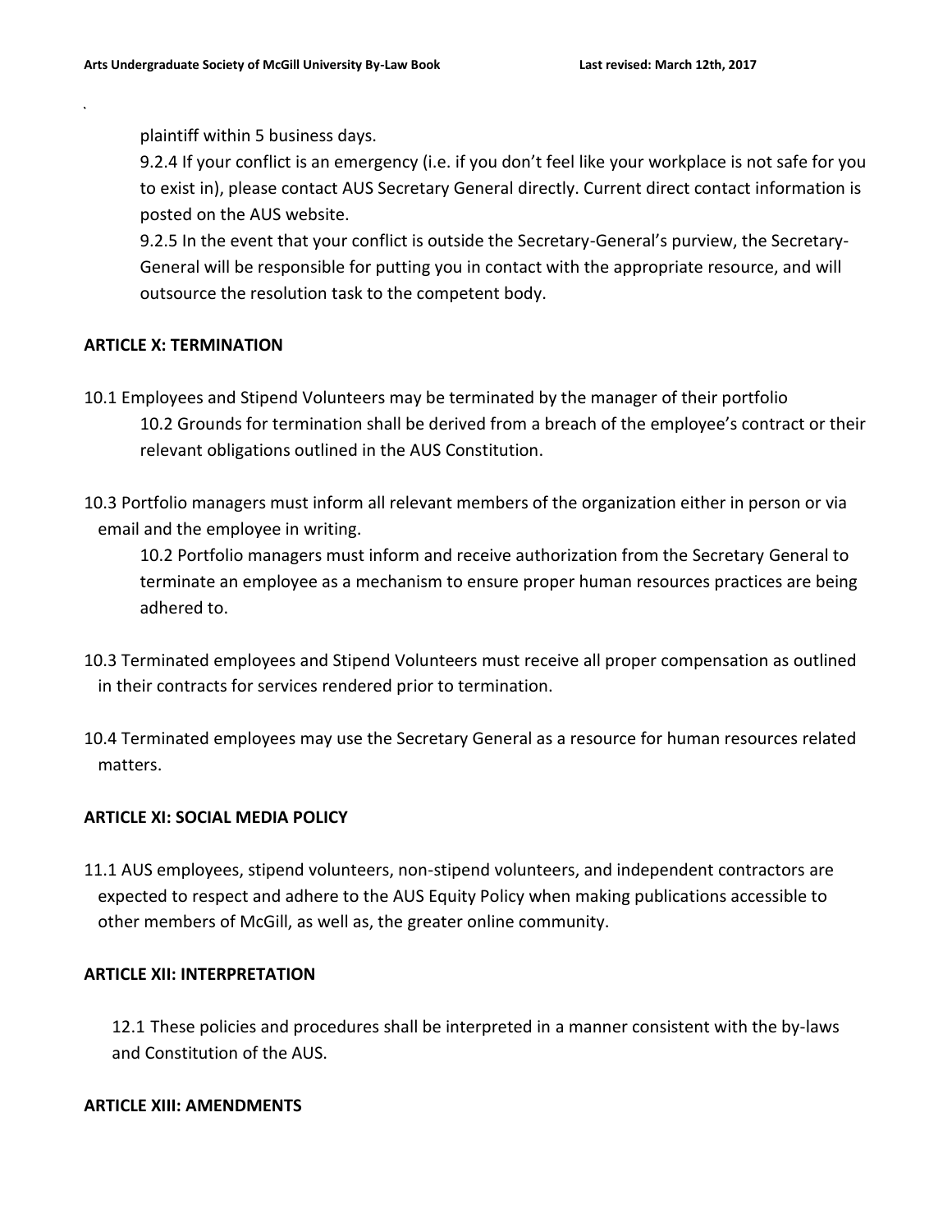plaintiff within 5 business days.

9.2.4 If your conflict is an emergency (i.e. if you don't feel like your workplace is not safe for you to exist in), please contact AUS Secretary General directly. Current direct contact information is posted on the AUS website.

9.2.5 In the event that your conflict is outside the Secretary-General's purview, the Secretary-General will be responsible for putting you in contact with the appropriate resource, and will outsource the resolution task to the competent body.

**ARTICLE X: TERMINATION**

10.1 Employees and Stipend Volunteers may be terminated by the manager of their portfolio

10.2 Grounds for termination shall be derived from a breach of the employee's contract or their relevant obligations outlined in the AUS Constitution.

10.3 Portfolio managers must inform all relevant members of the organization either in person or via email and the employee in writing.

10.2 Portfolio managers must inform and receive authorization from the Secretary General to terminate an employee as a mechanism to ensure proper human resources practices are being adhered to.

10.3 Terminated employees and Stipend Volunteers must receive all proper compensation as outlined in their contracts for services rendered prior to termination.

10.4 Terminated employees may use the Secretary General as a resource for human resources related matters.

**ARTICLE XI: SOCIAL MEDIA POLICY**

11.1 AUS employees, stipend volunteers, non-stipend volunteers, and independent contractors are expected to respect and adhere to the AUS Equity Policy when making publications accessible to other members of McGill, as well as, the greater online community.

**ARTICLE XII: INTERPRETATION**

12.1 These policies and procedures shall be interpreted in a manner consistent with the by-laws and Constitution of the AUS.

**ARTICLE XIII: AMENDMENTS**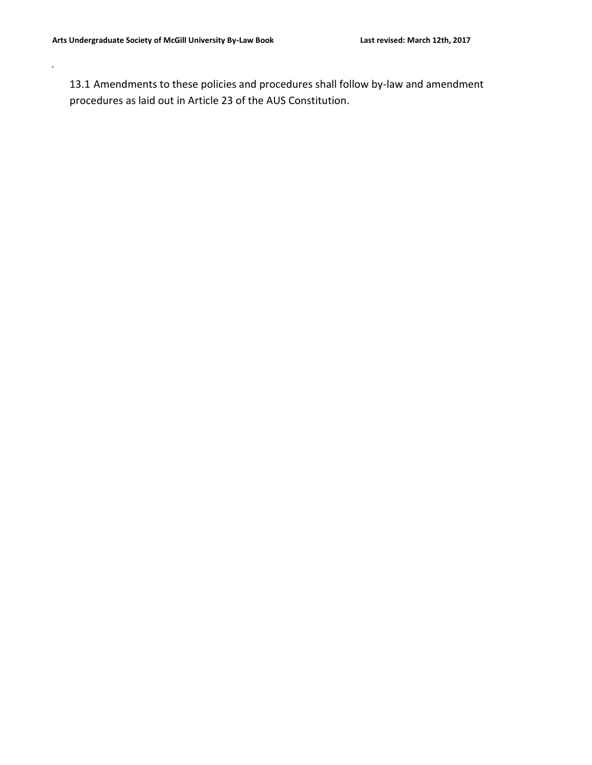13.1 Amendments to these policies and procedures shall follow by-law and amendment procedures as laid out in Article 23 of the AUS Constitution.